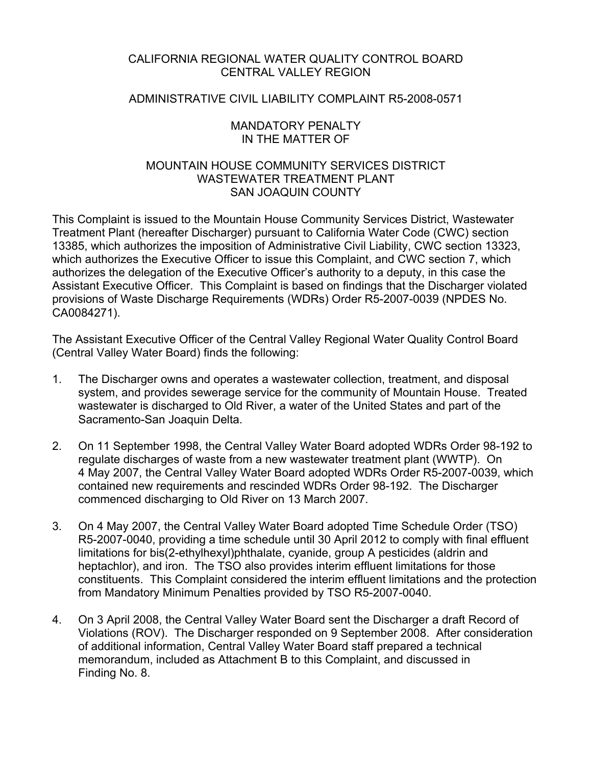# CALIFORNIA REGIONAL WATER QUALITY CONTROL BOARD
# CENTRAL VALLEY REGION

## ADMINISTRATIVE CIVIL LIABILITY COMPLAINT R5-2008-0571

## MANDATORY PENALTY
## IN THE MATTER OF

## MOUNTAIN HOUSE COMMUNITY SERVICES DISTRICT
## WASTEWATER TREATMENT PLANT
## SAN JOAQUIN COUNTY

This Complaint is issued to the Mountain House Community Services District, Wastewater Treatment Plant (hereafter Discharger) pursuant to California Water Code (CWC) section 13385, which authorizes the imposition of Administrative Civil Liability, CWC section 13323, which authorizes the Executive Officer to issue this Complaint, and CWC section 7, which authorizes the delegation of the Executive Officer's authority to a deputy, in this case the Assistant Executive Officer. This Complaint is based on findings that the Discharger violated provisions of Waste Discharge Requirements (WDRs) Order R5-2007-0039 (NPDES No. CA0084271).

The Assistant Executive Officer of the Central Valley Regional Water Quality Control Board (Central Valley Water Board) finds the following:

1. The Discharger owns and operates a wastewater collection, treatment, and disposal system, and provides sewerage service for the community of Mountain House. Treated wastewater is discharged to Old River, a water of the United States and part of the Sacramento-San Joaquin Delta.

2. On 11 September 1998, the Central Valley Water Board adopted WDRs Order 98-192 to regulate discharges of waste from a new wastewater treatment plant (WWTP). On 4 May 2007, the Central Valley Water Board adopted WDRs Order R5-2007-0039, which contained new requirements and rescinded WDRs Order 98-192. The Discharger commenced discharging to Old River on 13 March 2007.

3. On 4 May 2007, the Central Valley Water Board adopted Time Schedule Order (TSO) R5-2007-0040, providing a time schedule until 30 April 2012 to comply with final effluent limitations for bis(2-ethylhexyl)phthalate, cyanide, group A pesticides (aldrin and heptachlor), and iron. The TSO also provides interim effluent limitations for those constituents. This Complaint considered the interim effluent limitations and the protection from Mandatory Minimum Penalties provided by TSO R5-2007-0040.

4. On 3 April 2008, the Central Valley Water Board sent the Discharger a draft Record of Violations (ROV). The Discharger responded on 9 September 2008. After consideration of additional information, Central Valley Water Board staff prepared a technical memorandum, included as Attachment B to this Complaint, and discussed in Finding No. 8.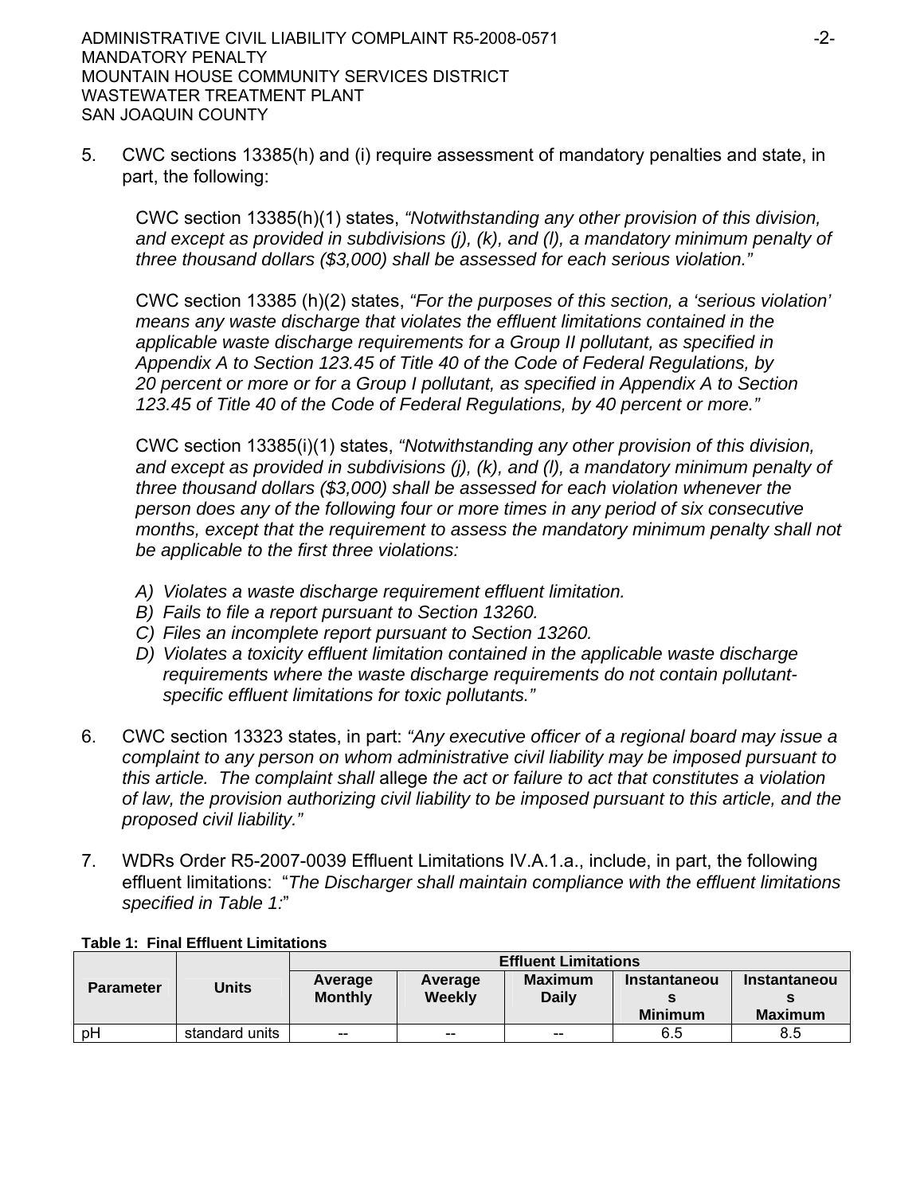5. CWC sections 13385(h) and (i) require assessment of mandatory penalties and state, in part, the following:

   CWC section 13385(h)(1) states, *"Notwithstanding any other provision of this division, and except as provided in subdivisions (j), (k), and (l), a mandatory minimum penalty of three thousand dollars ($3,000) shall be assessed for each serious violation."*

   CWC section 13385 (h)(2) states, *"For the purposes of this section, a 'serious violation' means any waste discharge that violates the effluent limitations contained in the applicable waste discharge requirements for a Group II pollutant, as specified in Appendix A to Section 123.45 of Title 40 of the Code of Federal Regulations, by 20 percent or more or for a Group I pollutant, as specified in Appendix A to Section 123.45 of Title 40 of the Code of Federal Regulations, by 40 percent or more."*

   CWC section 13385(i)(1) states, *"Notwithstanding any other provision of this division, and except as provided in subdivisions (j), (k), and (l), a mandatory minimum penalty of three thousand dollars ($3,000) shall be assessed for each violation whenever the person does any of the following four or more times in any period of six consecutive months, except that the requirement to assess the mandatory minimum penalty shall not be applicable to the first three violations:*

   *A) Violates a waste discharge requirement effluent limitation.*
   *B) Fails to file a report pursuant to Section 13260.*
   *C) Files an incomplete report pursuant to Section 13260.*
   *D) Violates a toxicity effluent limitation contained in the applicable waste discharge requirements where the waste discharge requirements do not contain pollutant-specific effluent limitations for toxic pollutants."*

6. CWC section 13323 states, in part: *"Any executive officer of a regional board may issue a complaint to any person on whom administrative civil liability may be imposed pursuant to this article. The complaint shall* allege *the act or failure to act that constitutes a violation of law, the provision authorizing civil liability to be imposed pursuant to this article, and the proposed civil liability."*

7. WDRs Order R5-2007-0039 Effluent Limitations IV.A.1.a., include, in part, the following effluent limitations: "*The Discharger shall maintain compliance with the effluent limitations specified in Table 1:*"

**Table 1: Final Effluent Limitations**

| Parameter | Units | Effluent Limitations | | | | |
|---|---|---|---|---|---|---|
| | | Average Monthly | Average Weekly | Maximum Daily | Instantaneous Minimum | Instantaneous Maximum |
| pH | standard units | -- | -- | -- | 6.5 | 8.5 |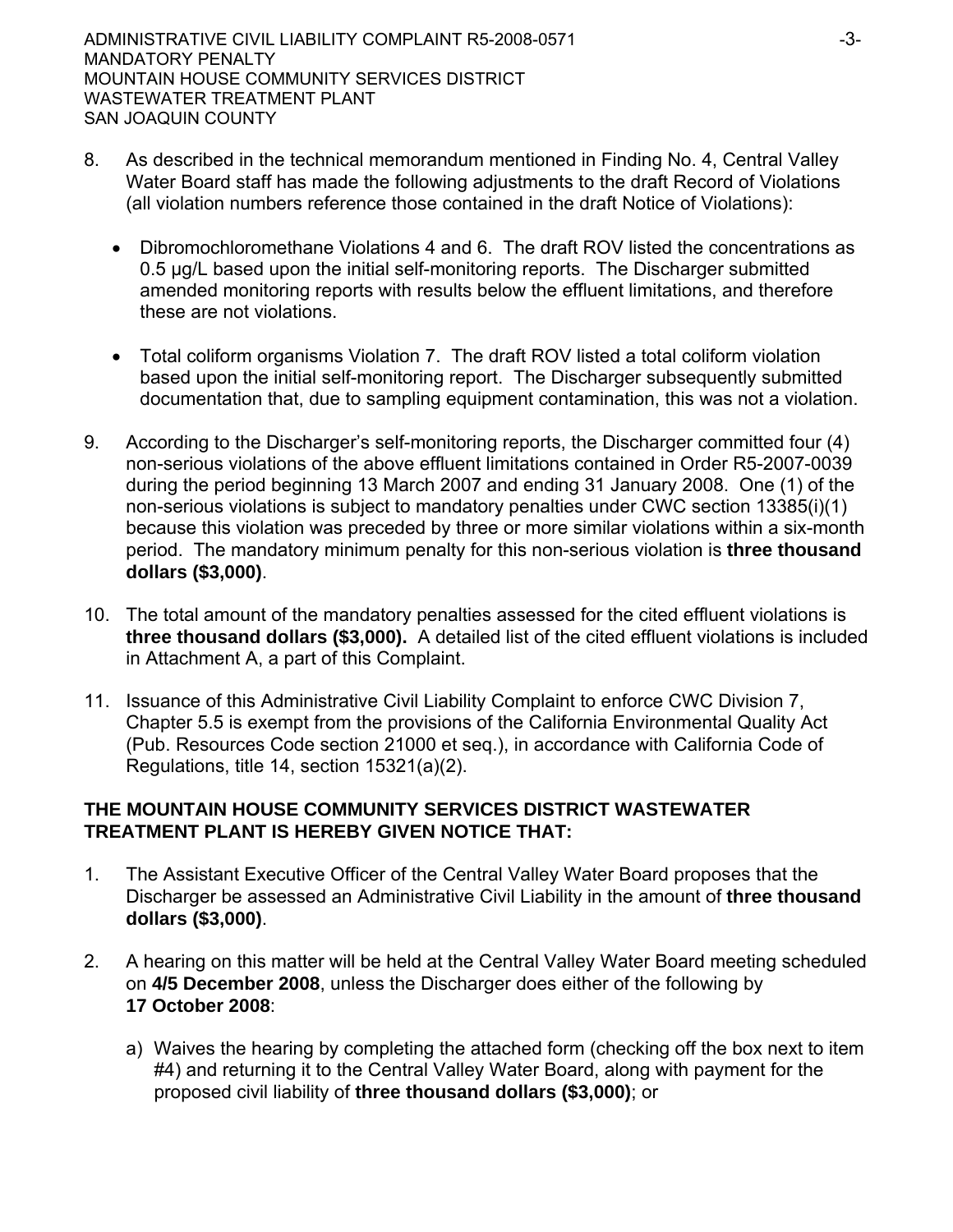8. As described in the technical memorandum mentioned in Finding No. 4, Central Valley Water Board staff has made the following adjustments to the draft Record of Violations (all violation numbers reference those contained in the draft Notice of Violations):

   - Dibromochloromethane Violations 4 and 6. The draft ROV listed the concentrations as 0.5 µg/L based upon the initial self-monitoring reports. The Discharger submitted amended monitoring reports with results below the effluent limitations, and therefore these are not violations.

   - Total coliform organisms Violation 7. The draft ROV listed a total coliform violation based upon the initial self-monitoring report. The Discharger subsequently submitted documentation that, due to sampling equipment contamination, this was not a violation.

9. According to the Discharger's self-monitoring reports, the Discharger committed four (4) non-serious violations of the above effluent limitations contained in Order R5-2007-0039 during the period beginning 13 March 2007 and ending 31 January 2008. One (1) of the non-serious violations is subject to mandatory penalties under CWC section 13385(i)(1) because this violation was preceded by three or more similar violations within a six-month period. The mandatory minimum penalty for this non-serious violation is **three thousand dollars ($3,000)**.

10. The total amount of the mandatory penalties assessed for the cited effluent violations is **three thousand dollars ($3,000).** A detailed list of the cited effluent violations is included in Attachment A, a part of this Complaint.

11. Issuance of this Administrative Civil Liability Complaint to enforce CWC Division 7, Chapter 5.5 is exempt from the provisions of the California Environmental Quality Act (Pub. Resources Code section 21000 et seq.), in accordance with California Code of Regulations, title 14, section 15321(a)(2).

**THE MOUNTAIN HOUSE COMMUNITY SERVICES DISTRICT WASTEWATER TREATMENT PLANT IS HEREBY GIVEN NOTICE THAT:**

1. The Assistant Executive Officer of the Central Valley Water Board proposes that the Discharger be assessed an Administrative Civil Liability in the amount of **three thousand dollars ($3,000)**.

2. A hearing on this matter will be held at the Central Valley Water Board meeting scheduled on **4/5 December 2008**, unless the Discharger does either of the following by **17 October 2008**:

   a) Waives the hearing by completing the attached form (checking off the box next to item #4) and returning it to the Central Valley Water Board, along with payment for the proposed civil liability of **three thousand dollars ($3,000)**; or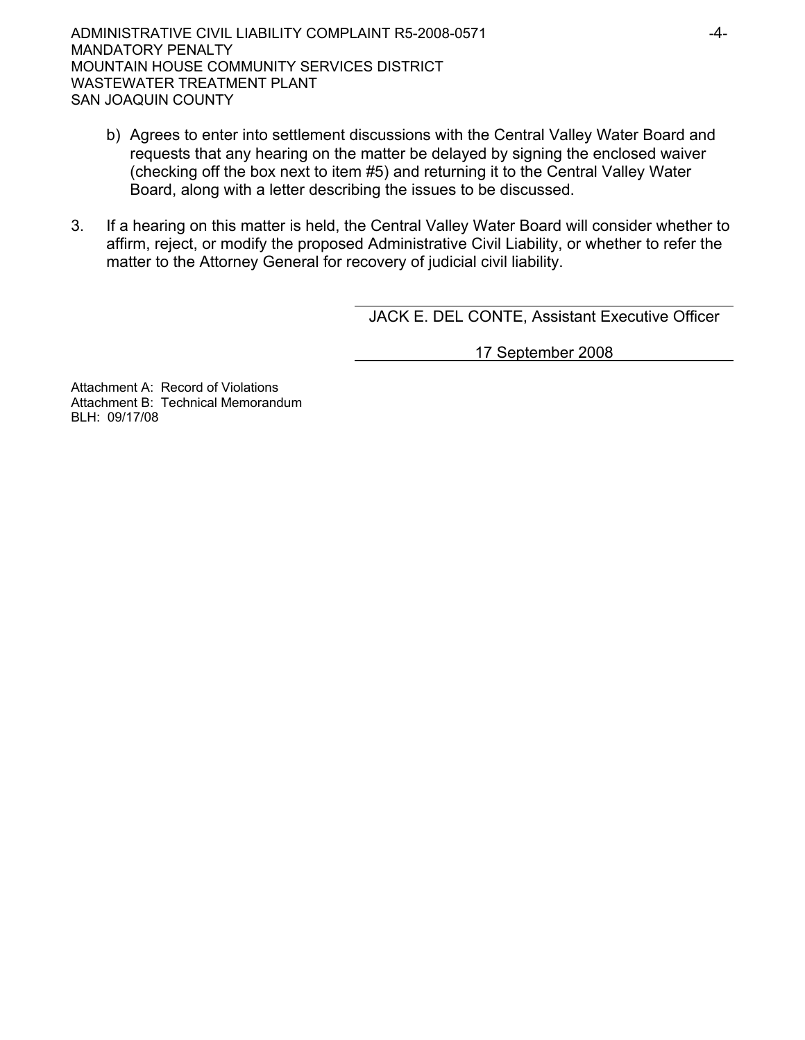b) Agrees to enter into settlement discussions with the Central Valley Water Board and requests that any hearing on the matter be delayed by signing the enclosed waiver (checking off the box next to item #5) and returning it to the Central Valley Water Board, along with a letter describing the issues to be discussed.

3. If a hearing on this matter is held, the Central Valley Water Board will consider whether to affirm, reject, or modify the proposed Administrative Civil Liability, or whether to refer the matter to the Attorney General for recovery of judicial civil liability.

JACK E. DEL CONTE, Assistant Executive Officer

17 September 2008

Attachment A: Record of Violations
Attachment B: Technical Memorandum
BLH: 09/17/08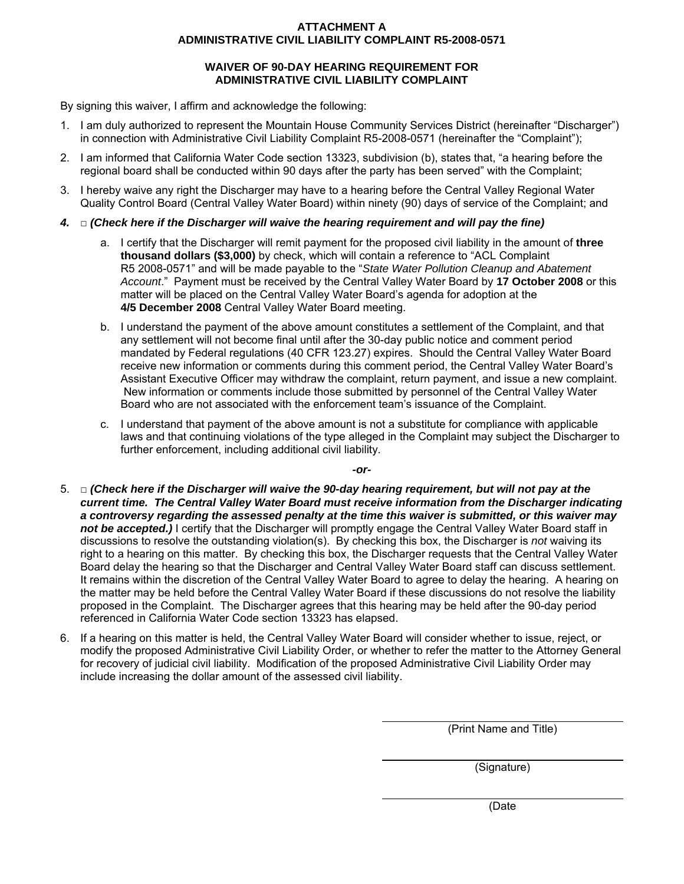**ATTACHMENT A**
**ADMINISTRATIVE CIVIL LIABILITY COMPLAINT R5-2008-0571**

**WAIVER OF 90-DAY HEARING REQUIREMENT FOR ADMINISTRATIVE CIVIL LIABILITY COMPLAINT**

By signing this waiver, I affirm and acknowledge the following:

1. I am duly authorized to represent the Mountain House Community Services District (hereinafter "Discharger") in connection with Administrative Civil Liability Complaint R5-2008-0571 (hereinafter the "Complaint");
2. I am informed that California Water Code section 13323, subdivision (b), states that, "a hearing before the regional board shall be conducted within 90 days after the party has been served" with the Complaint;
3. I hereby waive any right the Discharger may have to a hearing before the Central Valley Regional Water Quality Control Board (Central Valley Water Board) within ninety (90) days of service of the Complaint; and
4. □ ***(Check here if the Discharger will waive the hearing requirement and will pay the fine)***
   a. I certify that the Discharger will remit payment for the proposed civil liability in the amount of **three thousand dollars ($3,000)** by check, which will contain a reference to "ACL Complaint R5 2008-0571" and will be made payable to the "*State Water Pollution Cleanup and Abatement Account*." Payment must be received by the Central Valley Water Board by **17 October 2008** or this matter will be placed on the Central Valley Water Board's agenda for adoption at the **4/5 December 2008** Central Valley Water Board meeting.
   b. I understand the payment of the above amount constitutes a settlement of the Complaint, and that any settlement will not become final until after the 30-day public notice and comment period mandated by Federal regulations (40 CFR 123.27) expires. Should the Central Valley Water Board receive new information or comments during this comment period, the Central Valley Water Board's Assistant Executive Officer may withdraw the complaint, return payment, and issue a new complaint. New information or comments include those submitted by personnel of the Central Valley Water Board who are not associated with the enforcement team's issuance of the Complaint.
   c. I understand that payment of the above amount is not a substitute for compliance with applicable laws and that continuing violations of the type alleged in the Complaint may subject the Discharger to further enforcement, including additional civil liability.

***-or-***

5. □ ***(Check here if the Discharger will waive the 90-day hearing requirement, but will not pay at the current time. The Central Valley Water Board must receive information from the Discharger indicating a controversy regarding the assessed penalty at the time this waiver is submitted, or this waiver may not be accepted.)*** I certify that the Discharger will promptly engage the Central Valley Water Board staff in discussions to resolve the outstanding violation(s). By checking this box, the Discharger is *not* waiving its right to a hearing on this matter. By checking this box, the Discharger requests that the Central Valley Water Board delay the hearing so that the Discharger and Central Valley Water Board staff can discuss settlement. It remains within the discretion of the Central Valley Water Board to agree to delay the hearing. A hearing on the matter may be held before the Central Valley Water Board if these discussions do not resolve the liability proposed in the Complaint. The Discharger agrees that this hearing may be held after the 90-day period referenced in California Water Code section 13323 has elapsed.
6. If a hearing on this matter is held, the Central Valley Water Board will consider whether to issue, reject, or modify the proposed Administrative Civil Liability Order, or whether to refer the matter to the Attorney General for recovery of judicial civil liability. Modification of the proposed Administrative Civil Liability Order may include increasing the dollar amount of the assessed civil liability.

_______________________________
(Print Name and Title)

_______________________________
(Signature)

_______________________________
(Date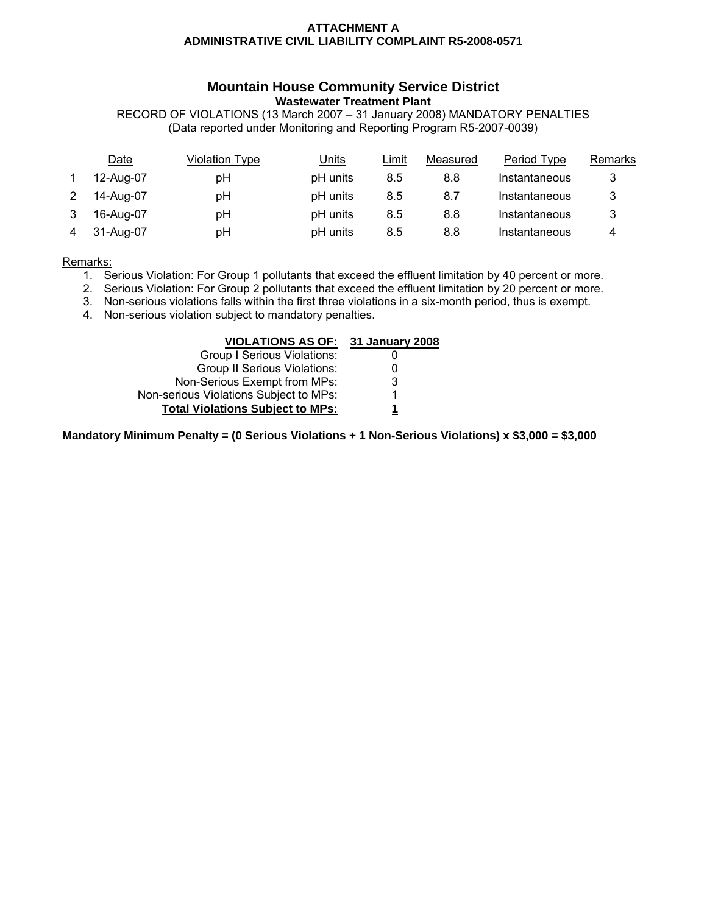**ATTACHMENT A**
**ADMINISTRATIVE CIVIL LIABILITY COMPLAINT R5-2008-0571**

## Mountain House Community Service District

**Wastewater Treatment Plant**

RECORD OF VIOLATIONS (13 March 2007 – 31 January 2008) MANDATORY PENALTIES
(Data reported under Monitoring and Reporting Program R5-2007-0039)

| | Date | Violation Type | Units | Limit | Measured | Period Type | Remarks |
|---|---|---|---|---|---|---|---|
| 1 | 12-Aug-07 | pH | pH units | 8.5 | 8.8 | Instantaneous | 3 |
| 2 | 14-Aug-07 | pH | pH units | 8.5 | 8.7 | Instantaneous | 3 |
| 3 | 16-Aug-07 | pH | pH units | 8.5 | 8.8 | Instantaneous | 3 |
| 4 | 31-Aug-07 | pH | pH units | 8.5 | 8.8 | Instantaneous | 4 |

Remarks:

1. Serious Violation: For Group 1 pollutants that exceed the effluent limitation by 40 percent or more.
2. Serious Violation: For Group 2 pollutants that exceed the effluent limitation by 20 percent or more.
3. Non-serious violations falls within the first three violations in a six-month period, thus is exempt.
4. Non-serious violation subject to mandatory penalties.

| **VIOLATIONS AS OF:** | **31 January 2008** |
|---|---|
| Group I Serious Violations: | 0 |
| Group II Serious Violations: | 0 |
| Non-Serious Exempt from MPs: | 3 |
| Non-serious Violations Subject to MPs: | 1 |
| **Total Violations Subject to MPs:** | **1** |

**Mandatory Minimum Penalty = (0 Serious Violations + 1 Non-Serious Violations) x $3,000 = $3,000**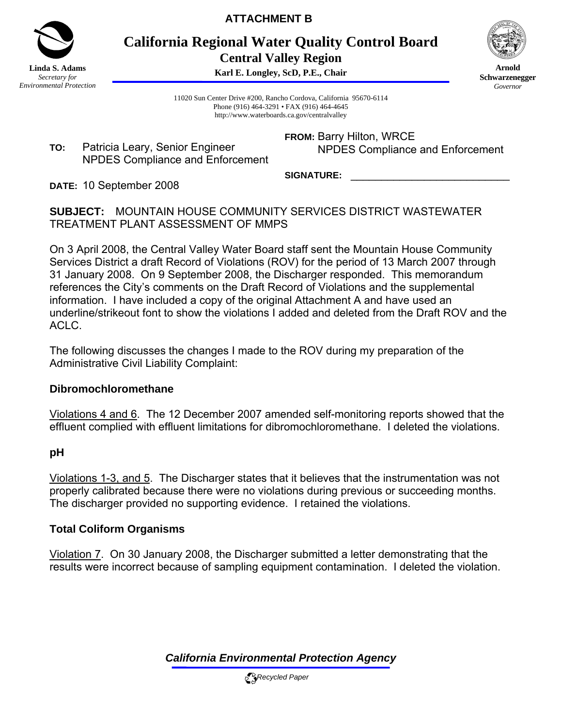**ATTACHMENT B**

# California Regional Water Quality Control Board

## Central Valley Region

**Karl E. Longley, ScD, P.E., Chair**

**Linda S. Adams**
*Secretary for Environmental Protection*

**Arnold Schwarzenegger**
*Governor*

11020 Sun Center Drive #200, Rancho Cordova, California 95670-6114
Phone (916) 464-3291 • FAX (916) 464-4645
http://www.waterboards.ca.gov/centralvalley

**TO:** Patricia Leary, Senior Engineer
NPDES Compliance and Enforcement

**FROM:** Barry Hilton, WRCE
NPDES Compliance and Enforcement

**SIGNATURE:** ____________________________

**DATE:** 10 September 2008

**SUBJECT:** MOUNTAIN HOUSE COMMUNITY SERVICES DISTRICT WASTEWATER TREATMENT PLANT ASSESSMENT OF MMPS

On 3 April 2008, the Central Valley Water Board staff sent the Mountain House Community Services District a draft Record of Violations (ROV) for the period of 13 March 2007 through 31 January 2008. On 9 September 2008, the Discharger responded. This memorandum references the City's comments on the Draft Record of Violations and the supplemental information. I have included a copy of the original Attachment A and have used an underline/strikeout font to show the violations I added and deleted from the Draft ROV and the ACLC.

The following discusses the changes I made to the ROV during my preparation of the Administrative Civil Liability Complaint:

**Dibromochloromethane**

Violations 4 and 6. The 12 December 2007 amended self-monitoring reports showed that the effluent complied with effluent limitations for dibromochloromethane. I deleted the violations.

**pH**

Violations 1-3, and 5. The Discharger states that it believes that the instrumentation was not properly calibrated because there were no violations during previous or succeeding months. The discharger provided no supporting evidence. I retained the violations.

**Total Coliform Organisms**

Violation 7. On 30 January 2008, the Discharger submitted a letter demonstrating that the results were incorrect because of sampling equipment contamination. I deleted the violation.

***California Environmental Protection Agency***

*Recycled Paper*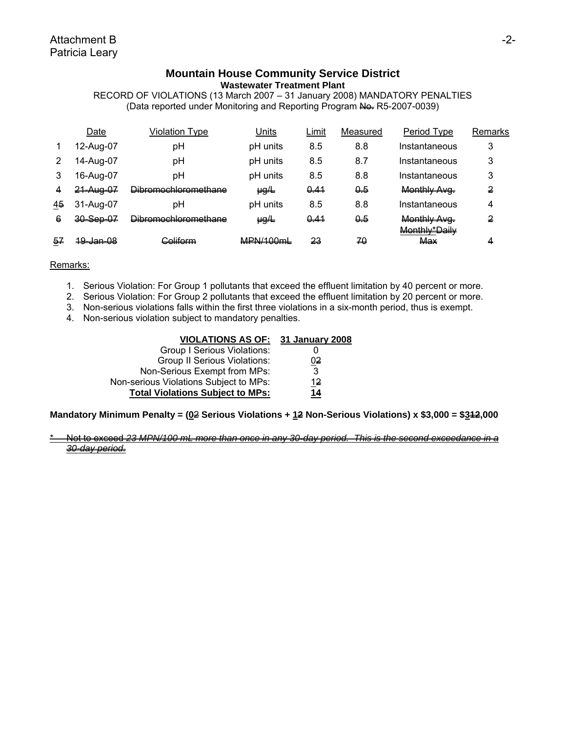## Mountain House Community Service District

### Wastewater Treatment Plant

RECORD OF VIOLATIONS (13 March 2007 – 31 January 2008) MANDATORY PENALTIES
(Data reported under Monitoring and Reporting Program ~~No.~~ R5-2007-0039)

| | Date | Violation Type | Units | Limit | Measured | Period Type | Remarks |
|---|---|---|---|---|---|---|---|
| 1 | 12-Aug-07 | pH | pH units | 8.5 | 8.8 | Instantaneous | 3 |
| 2 | 14-Aug-07 | pH | pH units | 8.5 | 8.7 | Instantaneous | 3 |
| 3 | 16-Aug-07 | pH | pH units | 8.5 | 8.8 | Instantaneous | 3 |
| ~~4~~ | ~~21-Aug-07~~ | ~~Dibromochloromethane~~ | ~~µg/L~~ | ~~0.41~~ | ~~0.5~~ | ~~Monthly Avg.~~ | ~~2~~ |
| 4~~5~~ | 31-Aug-07 | pH | pH units | 8.5 | 8.8 | Instantaneous | 4 |
| ~~6~~ | ~~30-Sep-07~~ | ~~Dibromochloromethane~~ | ~~µg/L~~ | ~~0.41~~ | ~~0.5~~ | ~~Monthly Avg.~~ | ~~2~~ |
| 5~~7~~ | ~~19-Jan-08~~ | ~~Coliform~~ | ~~MPN/100mL~~ | ~~23~~ | ~~70~~ | ~~Monthly*Daily Max~~ | ~~4~~ |

Remarks:

1. Serious Violation: For Group 1 pollutants that exceed the effluent limitation by 40 percent or more.
2. Serious Violation: For Group 2 pollutants that exceed the effluent limitation by 20 percent or more.
3. Non-serious violations falls within the first three violations in a six-month period, thus is exempt.
4. Non-serious violation subject to mandatory penalties.

| **VIOLATIONS AS OF:** | **31 January 2008** |
|---|---|
| Group I Serious Violations: | 0 |
| Group II Serious Violations: | 0~~2~~ |
| Non-Serious Exempt from MPs: | 3 |
| Non-serious Violations Subject to MPs: | 1~~2~~ |
| **Total Violations Subject to MPs:** | **1~~4~~** |

**Mandatory Minimum Penalty = (0~~2~~ Serious Violations + 1~~2~~ Non-Serious Violations) x $3,000 = $3~~12~~,000**

~~* Not to exceed *23 MPN/100 mL more than once in any 30-day period. This is the second exceedance in a 30-day period.*~~